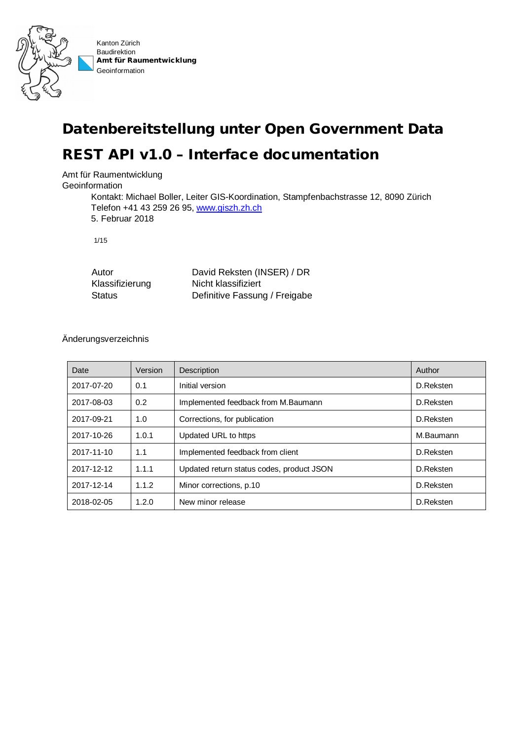Kanton Zürich
Baudirektion
**Amt für Raumentwicklung**
Geoinformation

# Datenbereitstellung unter Open Government Data

# REST API v1.0 – Interface documentation

Amt für Raumentwicklung
Geoinformation

Kontakt: Michael Boller, Leiter GIS-Koordination, Stampfenbachstrasse 12, 8090 Zürich
Telefon +41 43 259 26 95, [www.giszh.zh.ch](http://www.giszh.zh.ch)
5. Februar 2018

| | |
|---|---|
| Autor | David Reksten (INSER) / DR |
| Klassifizierung | Nicht klassifiziert |
| Status | Definitive Fassung / Freigabe |

Änderungsverzeichnis

| Date | Version | Description | Author |
|---|---|---|---|
| 2017-07-20 | 0.1 | Initial version | D.Reksten |
| 2017-08-03 | 0.2 | Implemented feedback from M.Baumann | D.Reksten |
| 2017-09-21 | 1.0 | Corrections, for publication | D.Reksten |
| 2017-10-26 | 1.0.1 | Updated URL to https | M.Baumann |
| 2017-11-10 | 1.1 | Implemented feedback from client | D.Reksten |
| 2017-12-12 | 1.1.1 | Updated return status codes, product JSON | D.Reksten |
| 2017-12-14 | 1.1.2 | Minor corrections, p.10 | D.Reksten |
| 2018-02-05 | 1.2.0 | New minor release | D.Reksten |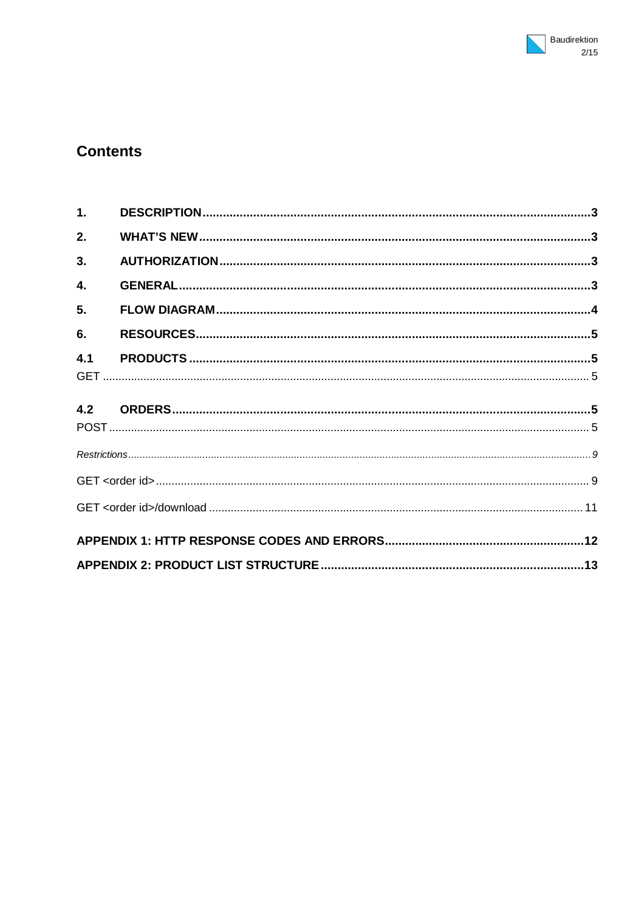# Contents

| | | |
|---|---|---|
| **1.** | **DESCRIPTION** | **3** |
| **2.** | **WHAT'S NEW** | **3** |
| **3.** | **AUTHORIZATION** | **3** |
| **4.** | **GENERAL** | **3** |
| **5.** | **FLOW DIAGRAM** | **4** |
| **6.** | **RESOURCES** | **5** |
| **4.1** | **PRODUCTS** | **5** |
| GET | | 5 |
| **4.2** | **ORDERS** | **5** |
| POST | | 5 |
| *Restrictions* | | *9* |
| GET <order id> | | 9 |
| GET <order id>/download | | 11 |
| **APPENDIX 1: HTTP RESPONSE CODES AND ERRORS** | | **12** |
| **APPENDIX 2: PRODUCT LIST STRUCTURE** | | **13** |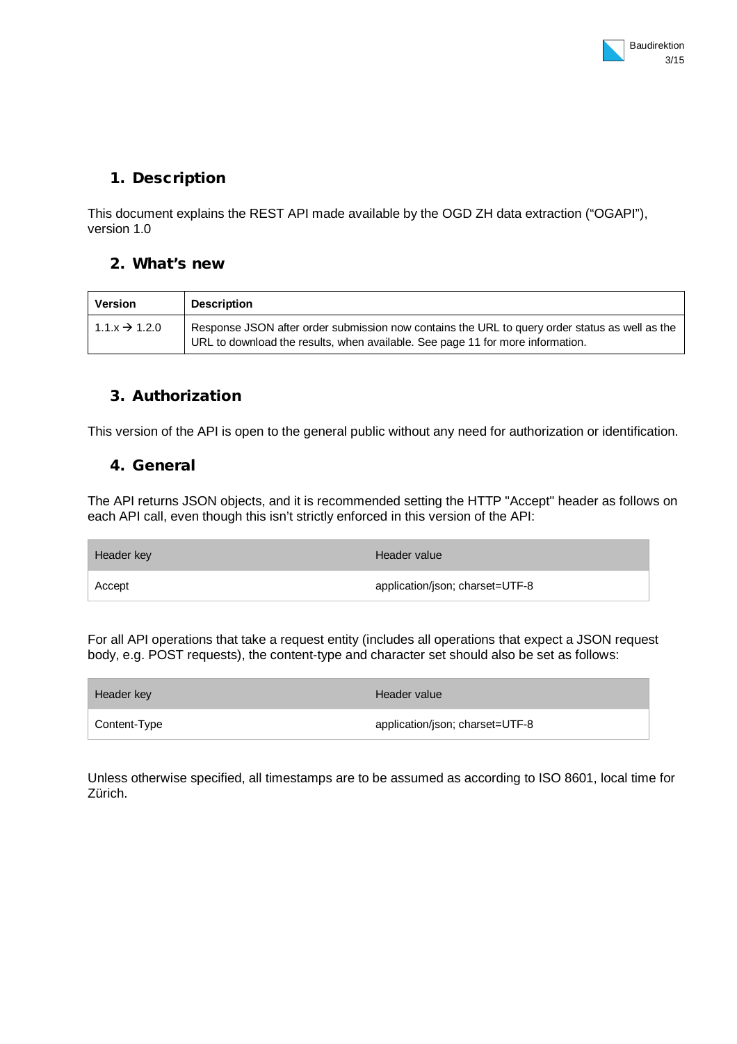## 1. Description

This document explains the REST API made available by the OGD ZH data extraction ("OGAPI"), version 1.0

## 2. What's new

| Version | Description |
|---|---|
| 1.1.x → 1.2.0 | Response JSON after order submission now contains the URL to query order status as well as the URL to download the results, when available. See page 11 for more information. |

## 3. Authorization

This version of the API is open to the general public without any need for authorization or identification.

## 4. General

The API returns JSON objects, and it is recommended setting the HTTP "Accept" header as follows on each API call, even though this isn't strictly enforced in this version of the API:

| Header key | Header value |
|---|---|
| Accept | application/json; charset=UTF-8 |

For all API operations that take a request entity (includes all operations that expect a JSON request body, e.g. POST requests), the content-type and character set should also be set as follows:

| Header key | Header value |
|---|---|
| Content-Type | application/json; charset=UTF-8 |

Unless otherwise specified, all timestamps are to be assumed as according to ISO 8601, local time for Zürich.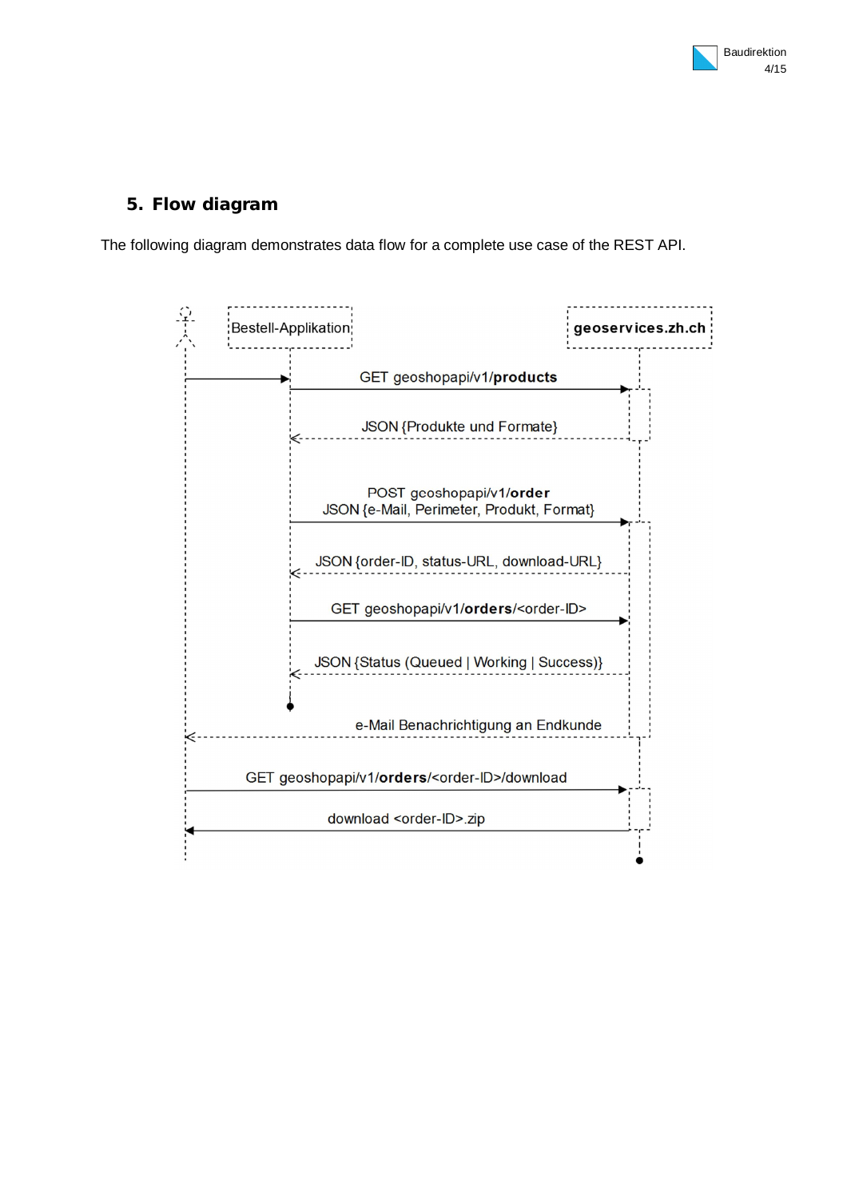## 5. Flow diagram

The following diagram demonstrates data flow for a complete use case of the REST API.

Bestell-Applikation

geoservices.zh.ch

GET geoshopapi/v1/**products**

JSON {Produkte und Formate}

POST geoshopapi/v1/**order**
JSON {e-Mail, Perimeter, Produkt, Format}

JSON {order-ID, status-URL, download-URL}

GET geoshopapi/v1/**orders**/<order-ID>

JSON {Status (Queued | Working | Success)}

e-Mail Benachrichtigung an Endkunde

GET geoshopapi/v1/**orders**/<order-ID>/download

download <order-ID>.zip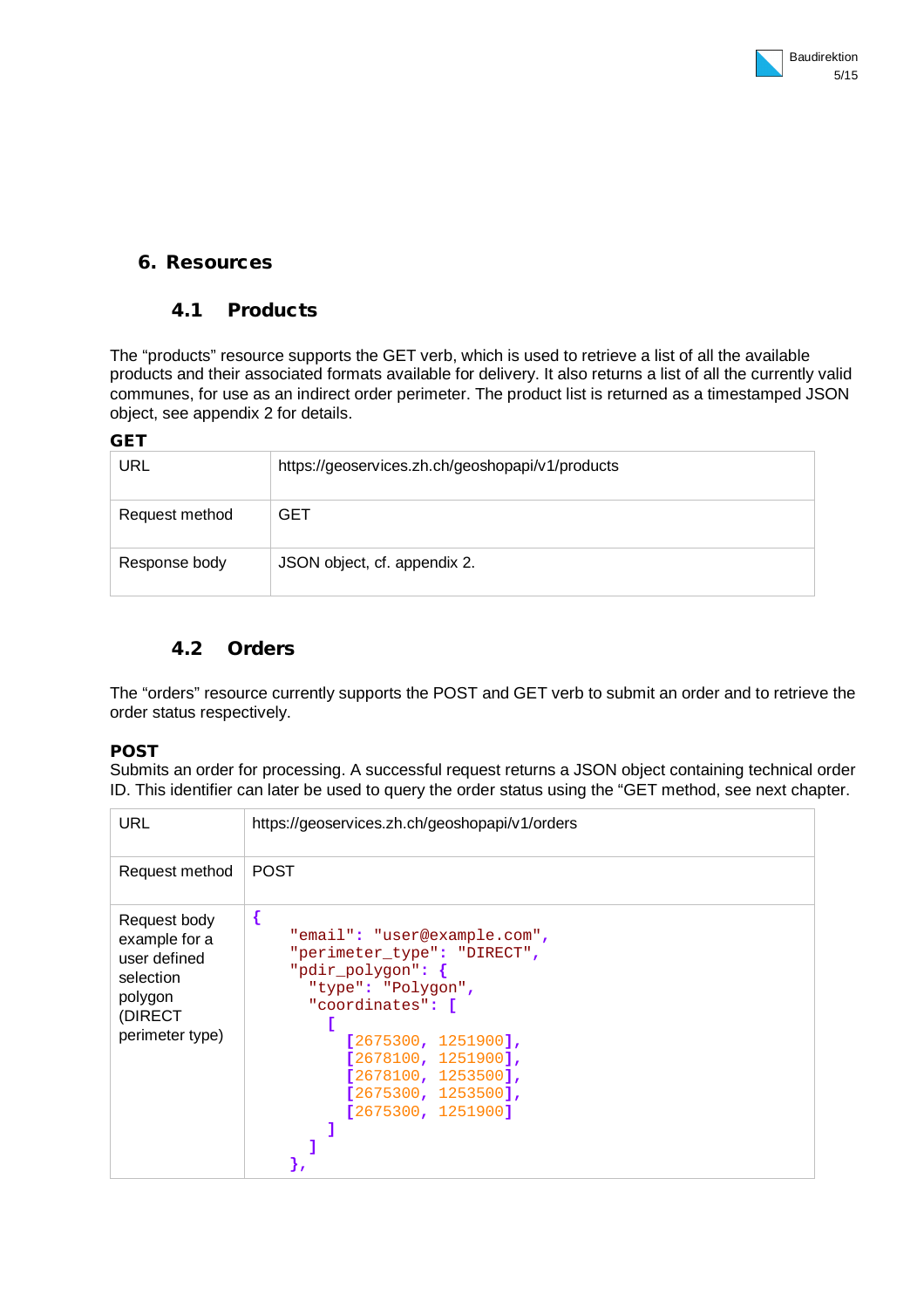# 6. Resources

## 4.1 Products

The “products” resource supports the GET verb, which is used to retrieve a list of all the available products and their associated formats available for delivery. It also returns a list of all the currently valid communes, for use as an indirect order perimeter. The product list is returned as a timestamped JSON object, see appendix 2 for details.

**GET**

| URL | https://geoservices.zh.ch/geoshopapi/v1/products |
|---|---|
| Request method | GET |
| Response body | JSON object, cf. appendix 2. |

## 4.2 Orders

The “orders” resource currently supports the POST and GET verb to submit an order and to retrieve the order status respectively.

**POST**

Submits an order for processing. A successful request returns a JSON object containing technical order ID. This identifier can later be used to query the order status using the “GET method, see next chapter.

| URL | https://geoservices.zh.ch/geoshopapi/v1/orders |
|---|---|
| Request method | POST |
| Request body example for a user defined selection polygon (DIRECT perimeter type) | `{ "email": "user@example.com", "perimeter_type": "DIRECT", "pdir_polygon": { "type": "Polygon", "coordinates": [ [ [2675300, 1251900], [2678100, 1251900], [2678100, 1253500], [2675300, 1253500], [2675300, 1251900] ] ] },` |

```
{
    "email": "user@example.com",
    "perimeter_type": "DIRECT",
    "pdir_polygon": {
      "type": "Polygon",
      "coordinates": [
        [
          [2675300, 1251900],
          [2678100, 1251900],
          [2678100, 1253500],
          [2675300, 1253500],
          [2675300, 1251900]
        ]
      ]
    },
```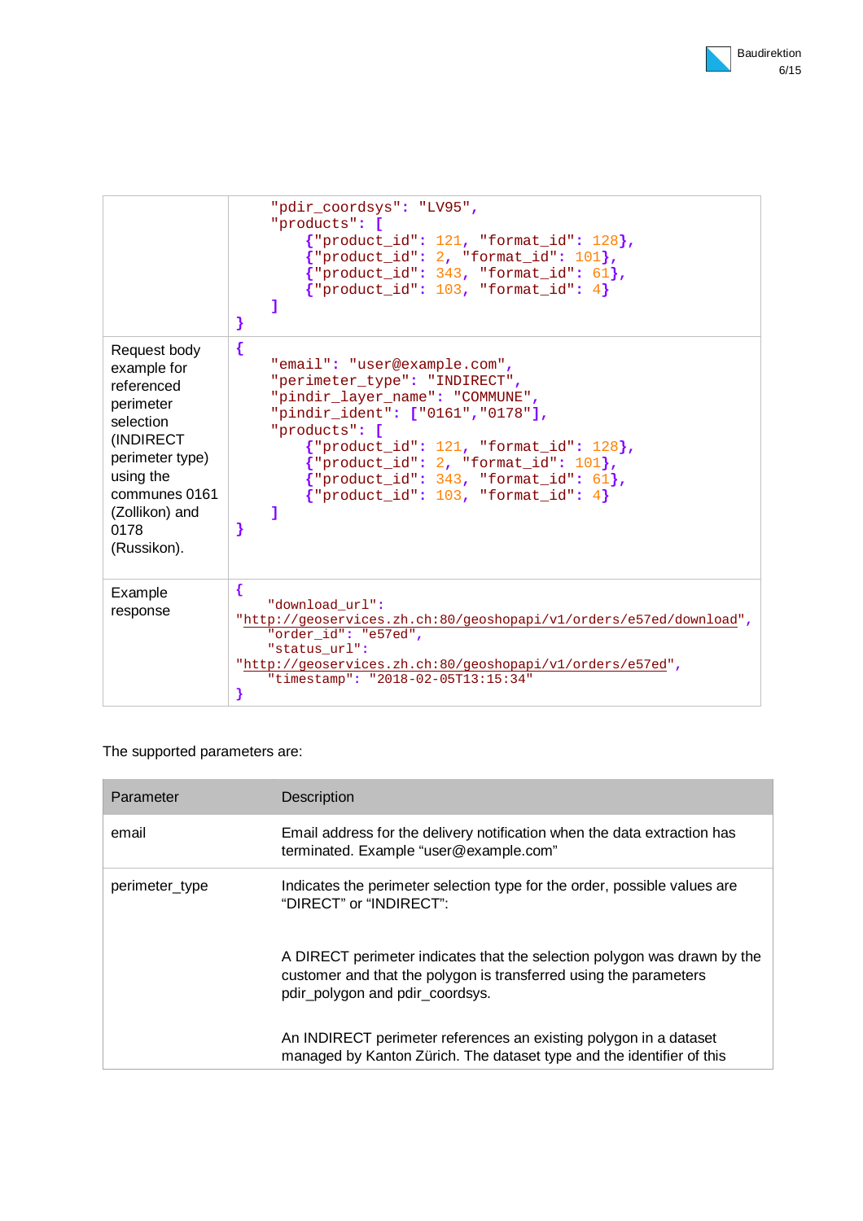| | |
|---|---|
| | ```<br>    "pdir_coordsys": "LV95",<br>    "products": [<br>        {"product_id": 121, "format_id": 128},<br>        {"product_id": 2, "format_id": 101},<br>        {"product_id": 343, "format_id": 61},<br>        {"product_id": 103, "format_id": 4}<br>    ]<br>}<br>``` |
| Request body example for referenced perimeter selection (INDIRECT perimeter type) using the communes 0161 (Zollikon) and 0178 (Russikon). | ```<br>{<br>    "email": "user@example.com",<br>    "perimeter_type": "INDIRECT",<br>    "pindir_layer_name": "COMMUNE",<br>    "pindir_ident": ["0161","0178"],<br>    "products": [<br>        {"product_id": 121, "format_id": 128},<br>        {"product_id": 2, "format_id": 101},<br>        {"product_id": 343, "format_id": 61},<br>        {"product_id": 103, "format_id": 4}<br>    ]<br>}<br>``` |
| Example response | ```<br>{<br>    "download_url":<br>"http://geoservices.zh.ch:80/geoshopapi/v1/orders/e57ed/download",<br>    "order_id": "e57ed",<br>    "status_url":<br>"http://geoservices.zh.ch:80/geoshopapi/v1/orders/e57ed",<br>    "timestamp": "2018-02-05T13:15:34"<br>}<br>``` |

The supported parameters are:

| Parameter | Description |
|---|---|
| email | Email address for the delivery notification when the data extraction has terminated. Example “user@example.com” |
| perimeter_type | Indicates the perimeter selection type for the order, possible values are “DIRECT” or “INDIRECT”:<br><br>A DIRECT perimeter indicates that the selection polygon was drawn by the customer and that the polygon is transferred using the parameters pdir_polygon and pdir_coordsys.<br><br>An INDIRECT perimeter references an existing polygon in a dataset managed by Kanton Zürich. The dataset type and the identifier of this |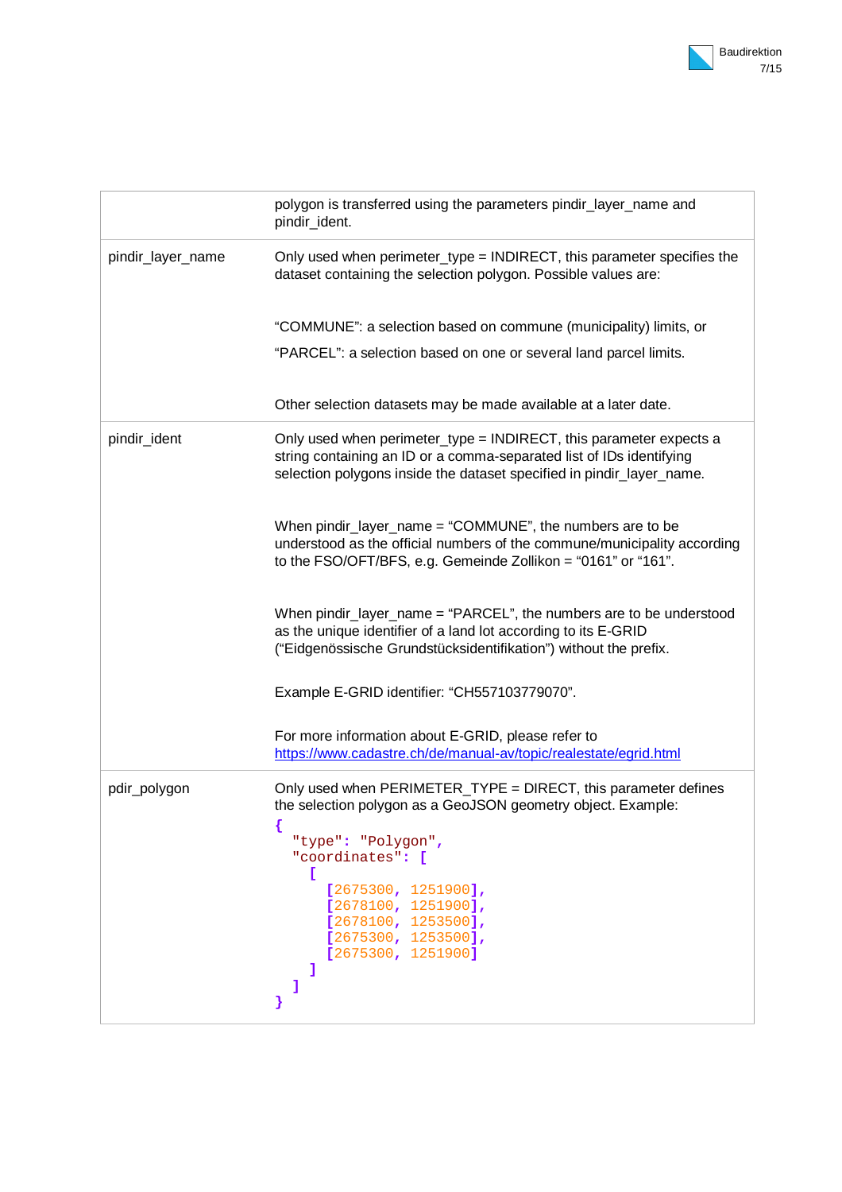| | |
|---|---|
| | polygon is transferred using the parameters pindir_layer_name and pindir_ident. |
| pindir_layer_name | Only used when perimeter_type = INDIRECT, this parameter specifies the dataset containing the selection polygon. Possible values are:<br><br>“COMMUNE”: a selection based on commune (municipality) limits, or<br>“PARCEL”: a selection based on one or several land parcel limits.<br><br>Other selection datasets may be made available at a later date. |
| pindir_ident | Only used when perimeter_type = INDIRECT, this parameter expects a string containing an ID or a comma-separated list of IDs identifying selection polygons inside the dataset specified in pindir_layer_name.<br><br>When pindir_layer_name = “COMMUNE”, the numbers are to be understood as the official numbers of the commune/municipality according to the FSO/OFT/BFS, e.g. Gemeinde Zollikon = “0161” or “161”.<br><br>When pindir_layer_name = “PARCEL”, the numbers are to be understood as the unique identifier of a land lot according to its E-GRID (“Eidgenössische Grundstücksidentifikation”) without the prefix.<br><br>Example E-GRID identifier: “CH557103779070”.<br><br>For more information about E-GRID, please refer to [https://www.cadastre.ch/de/manual-av/topic/realestate/egrid.html](https://www.cadastre.ch/de/manual-av/topic/realestate/egrid.html) |
| pdir_polygon | Only used when PERIMETER_TYPE = DIRECT, this parameter defines the selection polygon as a GeoJSON geometry object. Example:<br>`{`<br>`  "type": "Polygon",`<br>`  "coordinates": [`<br>`    [`<br>`      [2675300, 1251900],`<br>`      [2678100, 1251900],`<br>`      [2678100, 1253500],`<br>`      [2675300, 1253500],`<br>`      [2675300, 1251900]`<br>`    ]`<br>`  ]`<br>`}` |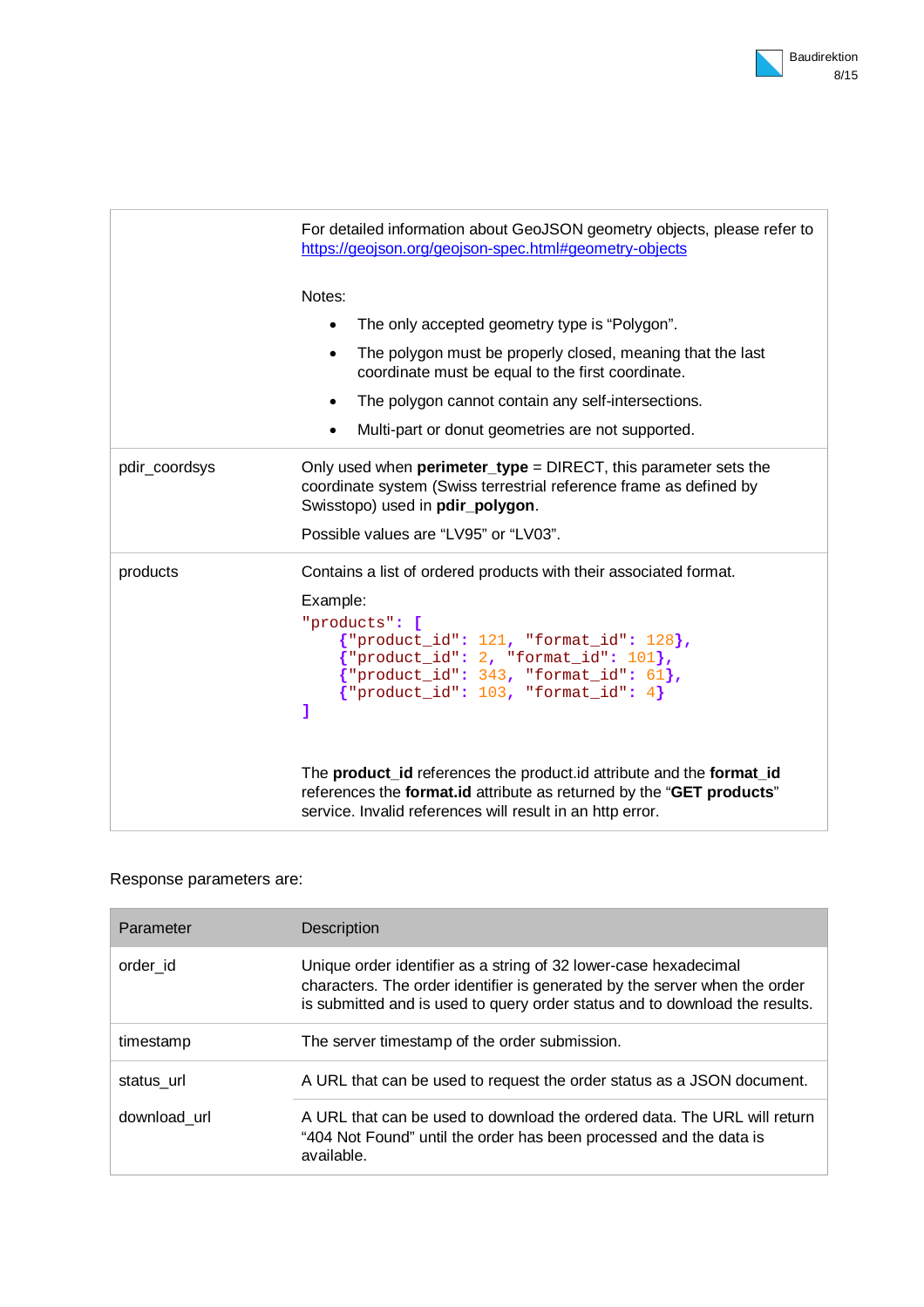| | |
|---|---|
| | For detailed information about GeoJSON geometry objects, please refer to https://geojson.org/geojson-spec.html#geometry-objects<br><br>Notes:<br>• The only accepted geometry type is "Polygon".<br>• The polygon must be properly closed, meaning that the last coordinate must be equal to the first coordinate.<br>• The polygon cannot contain any self-intersections.<br>• Multi-part or donut geometries are not supported. |
| pdir_coordsys | Only used when **perimeter_type** = DIRECT, this parameter sets the coordinate system (Swiss terrestrial reference frame as defined by Swisstopo) used in **pdir_polygon**.<br><br>Possible values are "LV95" or "LV03". |
| products | Contains a list of ordered products with their associated format.<br><br>Example:<br>`"products": [`<br>`    {"product_id": 121, "format_id": 128},`<br>`    {"product_id": 2, "format_id": 101},`<br>`    {"product_id": 343, "format_id": 61},`<br>`    {"product_id": 103, "format_id": 4}`<br>`]`<br><br>The **product_id** references the product.id attribute and the **format_id** references the **format.id** attribute as returned by the "**GET products**" service. Invalid references will result in an http error. |

Response parameters are:

| Parameter | Description |
|---|---|
| order_id | Unique order identifier as a string of 32 lower-case hexadecimal characters. The order identifier is generated by the server when the order is submitted and is used to query order status and to download the results. |
| timestamp | The server timestamp of the order submission. |
| status_url | A URL that can be used to request the order status as a JSON document. |
| download_url | A URL that can be used to download the ordered data. The URL will return "404 Not Found" until the order has been processed and the data is available. |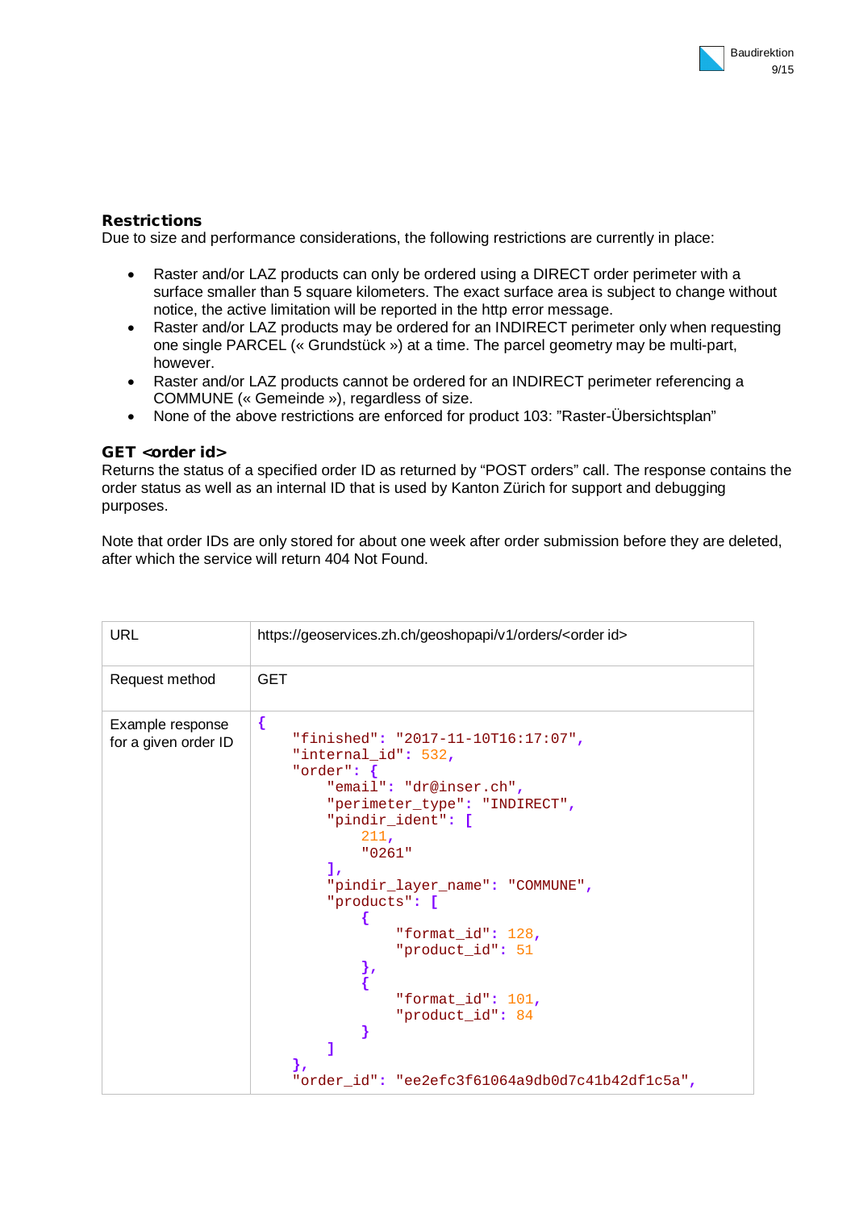**Restrictions**
Due to size and performance considerations, the following restrictions are currently in place:

- Raster and/or LAZ products can only be ordered using a DIRECT order perimeter with a surface smaller than 5 square kilometers. The exact surface area is subject to change without notice, the active limitation will be reported in the http error message.
- Raster and/or LAZ products may be ordered for an INDIRECT perimeter only when requesting one single PARCEL (« Grundstück ») at a time. The parcel geometry may be multi-part, however.
- Raster and/or LAZ products cannot be ordered for an INDIRECT perimeter referencing a COMMUNE (« Gemeinde »), regardless of size.
- None of the above restrictions are enforced for product 103: "Raster-Übersichtsplan"

**GET <order id>**
Returns the status of a specified order ID as returned by "POST orders" call. The response contains the order status as well as an internal ID that is used by Kanton Zürich for support and debugging purposes.

Note that order IDs are only stored for about one week after order submission before they are deleted, after which the service will return 404 Not Found.

| | |
|---|---|
| URL | https://geoservices.zh.ch/geoshopapi/v1/orders/<order id> |
| Request method | GET |
| Example response for a given order ID | `{ "finished": "2017-11-10T16:17:07", "internal_id": 532, "order": { "email": "dr@inser.ch", "perimeter_type": "INDIRECT", "pindir_ident": [ 211, "0261" ], "pindir_layer_name": "COMMUNE", "products": [ { "format_id": 128, "product_id": 51 }, { "format_id": 101, "product_id": 84 } ] }, "order_id": "ee2efc3f61064a9db0d7c41b42df1c5a",` |

```
{
    "finished": "2017-11-10T16:17:07",
    "internal_id": 532,
    "order": {
        "email": "dr@inser.ch",
        "perimeter_type": "INDIRECT",
        "pindir_ident": [
            211,
            "0261"
        ],
        "pindir_layer_name": "COMMUNE",
        "products": [
            {
                "format_id": 128,
                "product_id": 51
            },
            {
                "format_id": 101,
                "product_id": 84
            }
        ]
    },
    "order_id": "ee2efc3f61064a9db0d7c41b42df1c5a",
```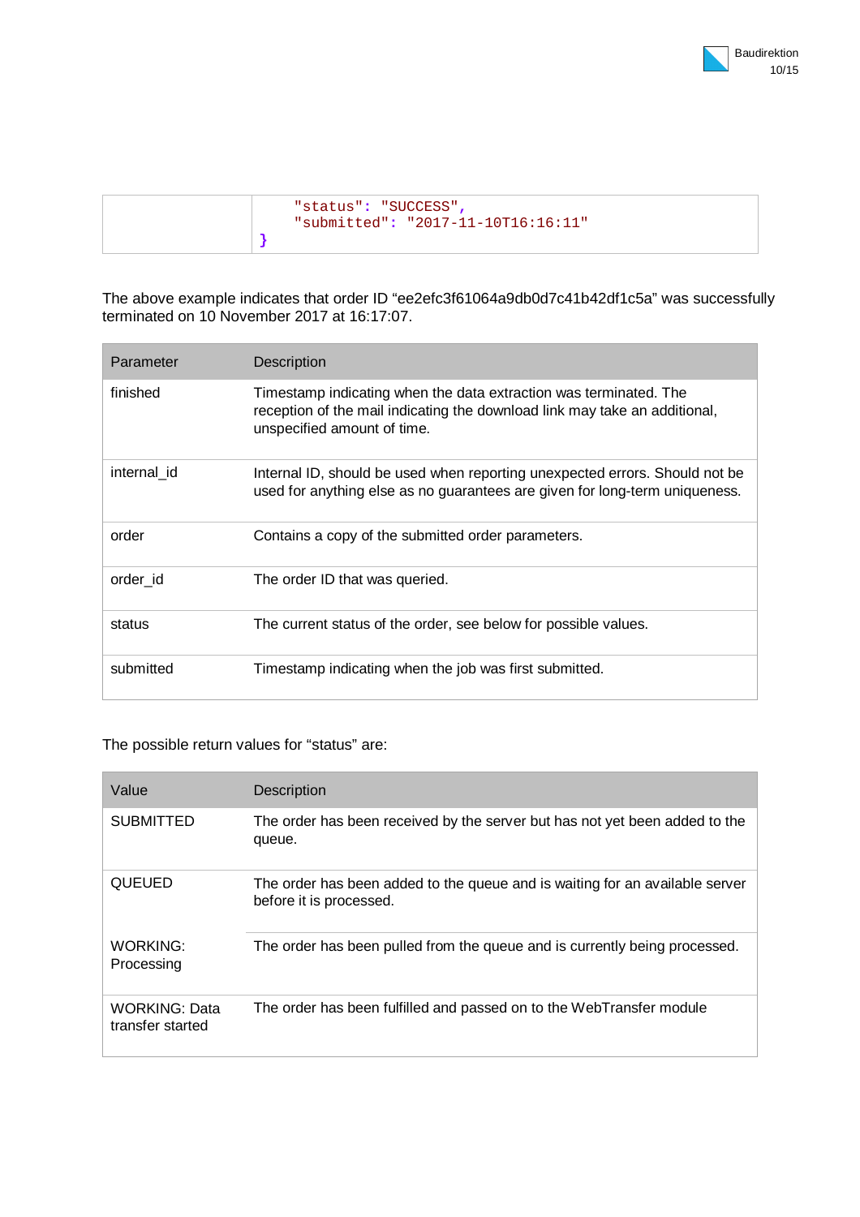```
    "status": "SUCCESS",
    "submitted": "2017-11-10T16:16:11"
}
```

The above example indicates that order ID “ee2efc3f61064a9db0d7c41b42df1c5a” was successfully terminated on 10 November 2017 at 16:17:07.

| Parameter | Description |
| --- | --- |
| finished | Timestamp indicating when the data extraction was terminated. The reception of the mail indicating the download link may take an additional, unspecified amount of time. |
| internal_id | Internal ID, should be used when reporting unexpected errors. Should not be used for anything else as no guarantees are given for long-term uniqueness. |
| order | Contains a copy of the submitted order parameters. |
| order_id | The order ID that was queried. |
| status | The current status of the order, see below for possible values. |
| submitted | Timestamp indicating when the job was first submitted. |

The possible return values for “status” are:

| Value | Description |
| --- | --- |
| SUBMITTED | The order has been received by the server but has not yet been added to the queue. |
| QUEUED | The order has been added to the queue and is waiting for an available server before it is processed. |
| WORKING: Processing | The order has been pulled from the queue and is currently being processed. |
| WORKING: Data transfer started | The order has been fulfilled and passed on to the WebTransfer module |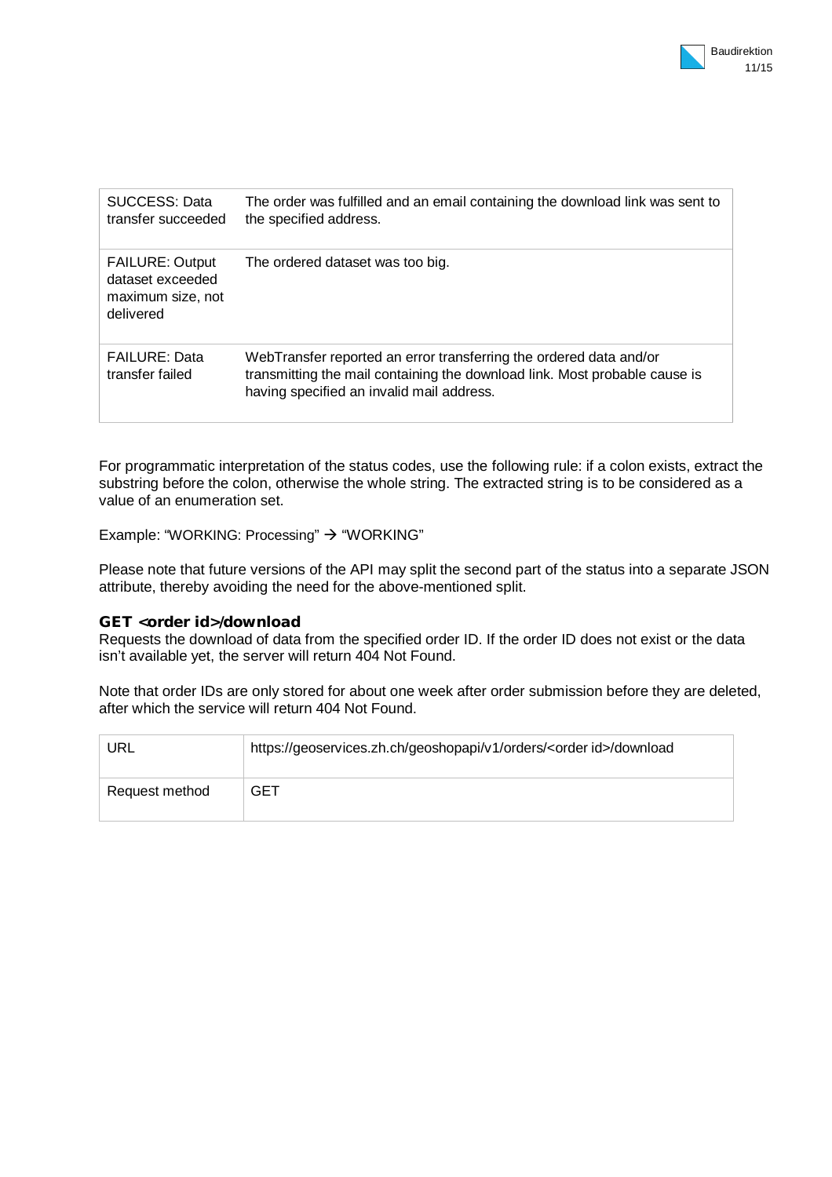| | |
|---|---|
| SUCCESS: Data transfer succeeded | The order was fulfilled and an email containing the download link was sent to the specified address. |
| FAILURE: Output dataset exceeded maximum size, not delivered | The ordered dataset was too big. |
| FAILURE: Data transfer failed | WebTransfer reported an error transferring the ordered data and/or transmitting the mail containing the download link. Most probable cause is having specified an invalid mail address. |

For programmatic interpretation of the status codes, use the following rule: if a colon exists, extract the substring before the colon, otherwise the whole string. The extracted string is to be considered as a value of an enumeration set.

Example: "WORKING: Processing" → "WORKING"

Please note that future versions of the API may split the second part of the status into a separate JSON attribute, thereby avoiding the need for the above-mentioned split.

**GET <order id>/download**

Requests the download of data from the specified order ID. If the order ID does not exist or the data isn't available yet, the server will return 404 Not Found.

Note that order IDs are only stored for about one week after order submission before they are deleted, after which the service will return 404 Not Found.

| | |
|---|---|
| URL | https://geoservices.zh.ch/geoshopapi/v1/orders/<order id>/download |
| Request method | GET |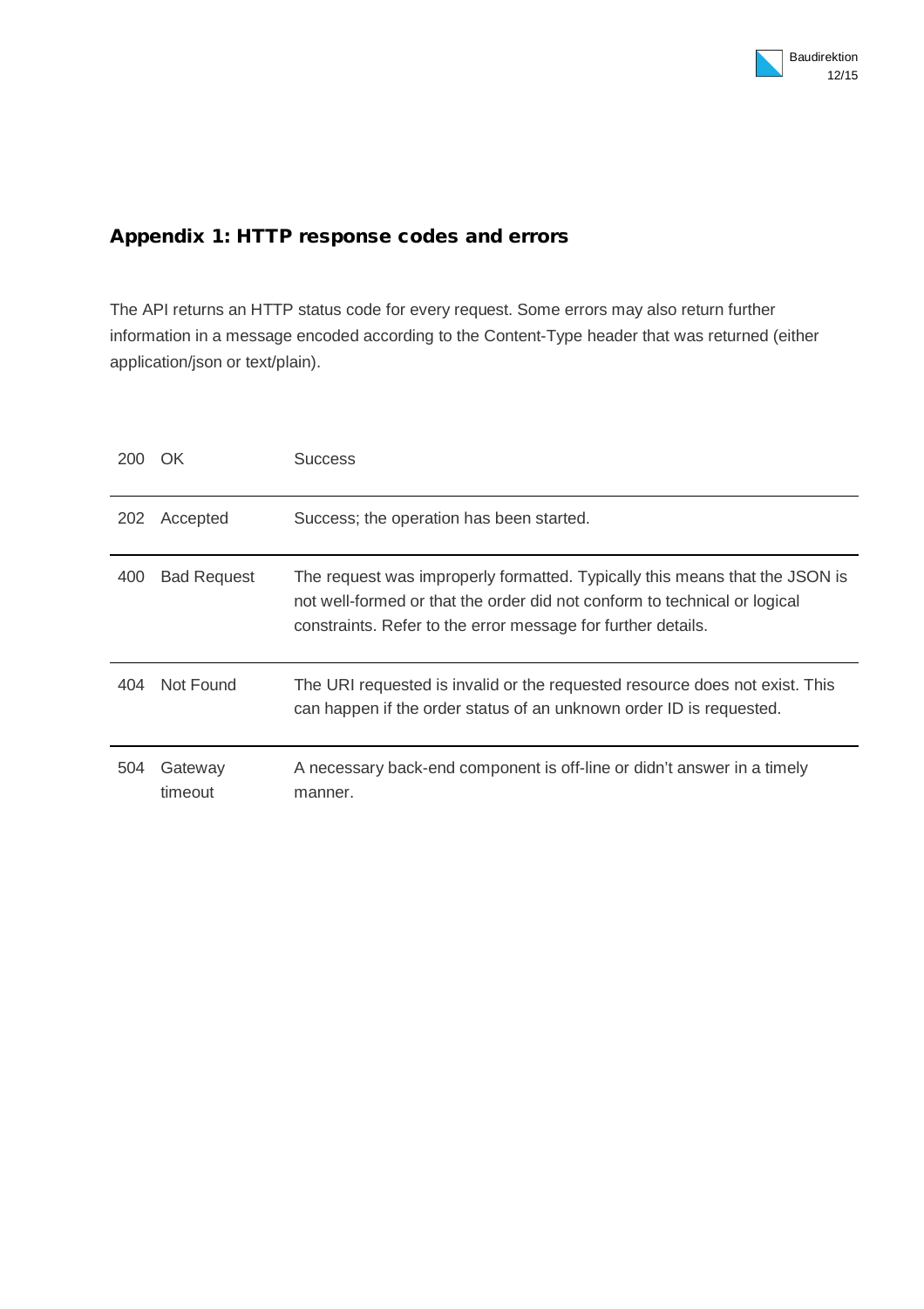## Appendix 1: HTTP response codes and errors

The API returns an HTTP status code for every request. Some errors may also return further information in a message encoded according to the Content-Type header that was returned (either application/json or text/plain).

| | | |
|---|---|---|
| 200 | OK | Success |
| 202 | Accepted | Success; the operation has been started. |
| 400 | Bad Request | The request was improperly formatted. Typically this means that the JSON is not well-formed or that the order did not conform to technical or logical constraints. Refer to the error message for further details. |
| 404 | Not Found | The URI requested is invalid or the requested resource does not exist. This can happen if the order status of an unknown order ID is requested. |
| 504 | Gateway timeout | A necessary back-end component is off-line or didn't answer in a timely manner. |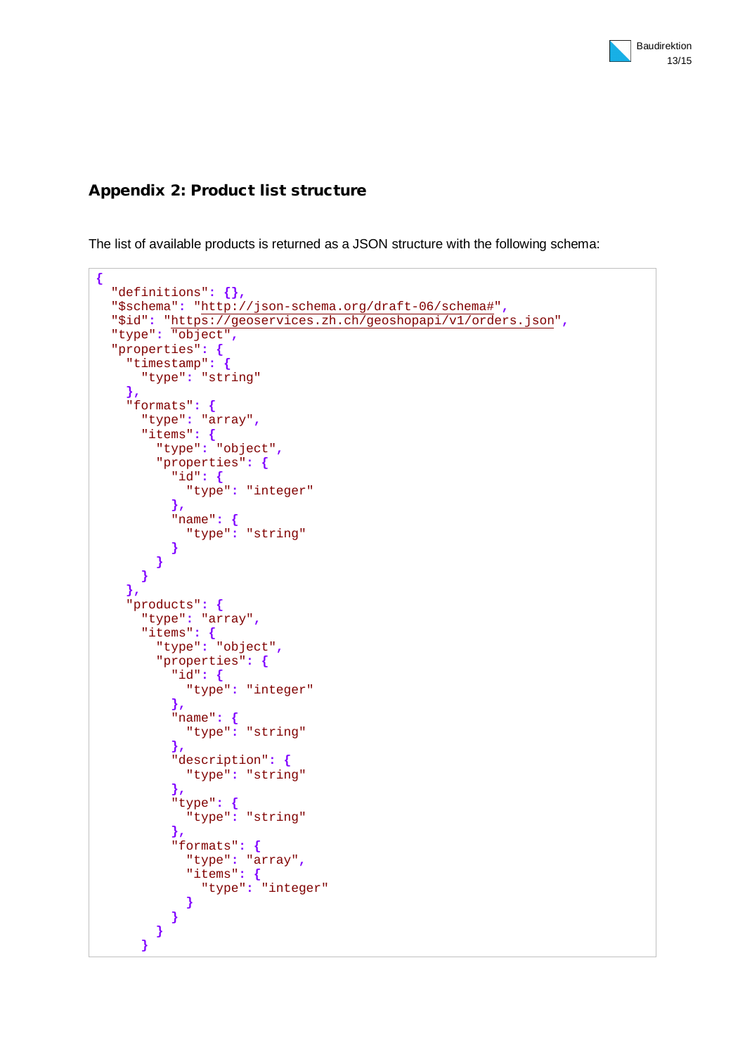## Appendix 2: Product list structure

The list of available products is returned as a JSON structure with the following schema:

```
{
  "definitions": {},
  "$schema": "http://json-schema.org/draft-06/schema#",
  "$id": "https://geoservices.zh.ch/geoshopapi/v1/orders.json",
  "type": "object",
  "properties": {
    "timestamp": {
      "type": "string"
    },
    "formats": {
      "type": "array",
      "items": {
        "type": "object",
        "properties": {
          "id": {
            "type": "integer"
          },
          "name": {
            "type": "string"
          }
        }
      }
    },
    "products": {
      "type": "array",
      "items": {
        "type": "object",
        "properties": {
          "id": {
            "type": "integer"
          },
          "name": {
            "type": "string"
          },
          "description": {
            "type": "string"
          },
          "type": {
            "type": "string"
          },
          "formats": {
            "type": "array",
            "items": {
              "type": "integer"
            }
          }
        }
      }
```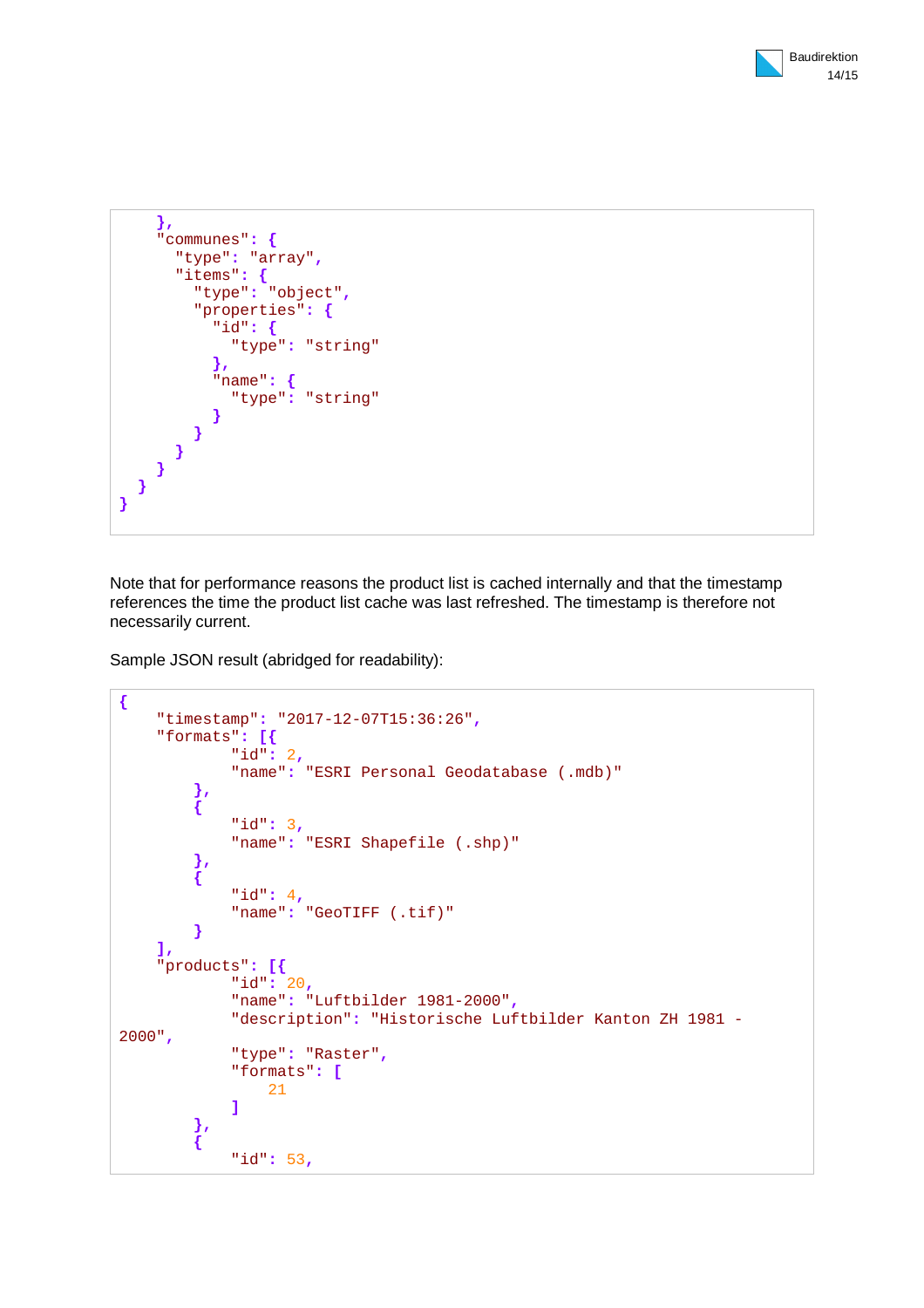```
    },
    "communes": {
      "type": "array",
      "items": {
        "type": "object",
        "properties": {
          "id": {
            "type": "string"
          },
          "name": {
            "type": "string"
          }
        }
      }
    }
  }
}
```

Note that for performance reasons the product list is cached internally and that the timestamp references the time the product list cache was last refreshed. The timestamp is therefore not necessarily current.

Sample JSON result (abridged for readability):

```
{
    "timestamp": "2017-12-07T15:36:26",
    "formats": [{
            "id": 2,
            "name": "ESRI Personal Geodatabase (.mdb)"
        },
        {
            "id": 3,
            "name": "ESRI Shapefile (.shp)"
        },
        {
            "id": 4,
            "name": "GeoTIFF (.tif)"
        }
    ],
    "products": [{
            "id": 20,
            "name": "Luftbilder 1981-2000",
            "description": "Historische Luftbilder Kanton ZH 1981 -
2000",
            "type": "Raster",
            "formats": [
                21
            ]
        },
        {
            "id": 53,
```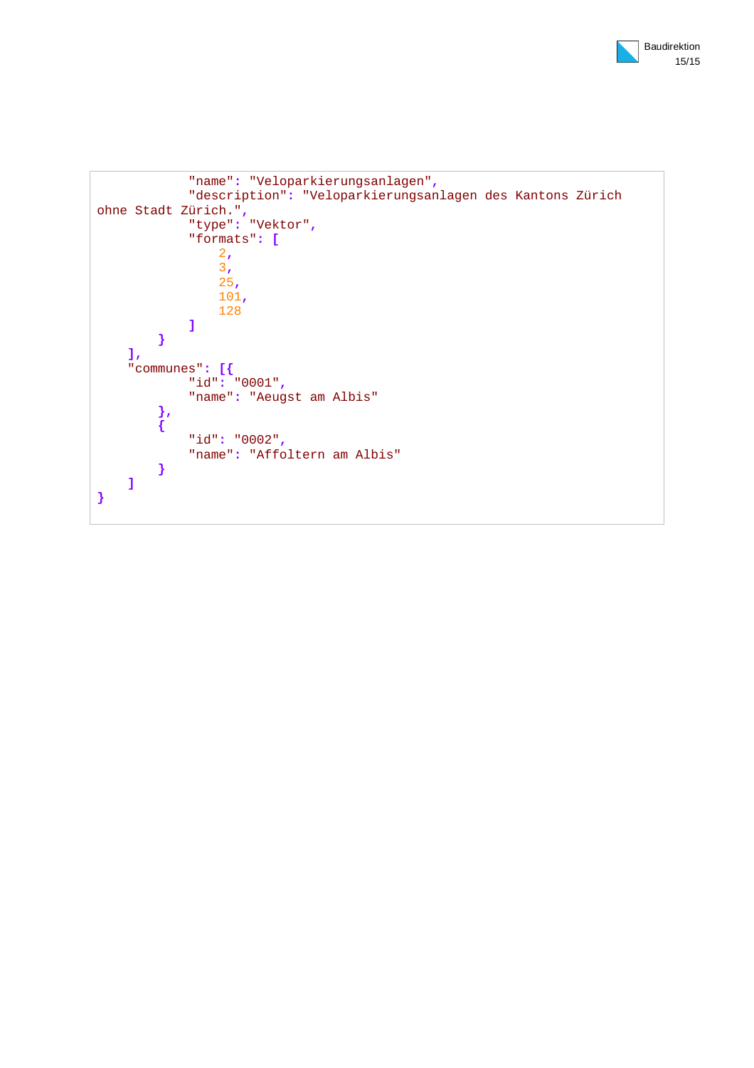```
            "name": "Veloparkierungsanlagen",
            "description": "Veloparkierungsanlagen des Kantons Zürich
ohne Stadt Zürich.",
            "type": "Vektor",
            "formats": [
                2,
                3,
                25,
                101,
                128
            ]
        }
    ],
    "communes": [{
            "id": "0001",
            "name": "Aeugst am Albis"
        },
        {
            "id": "0002",
            "name": "Affoltern am Albis"
        }
    ]
}
```